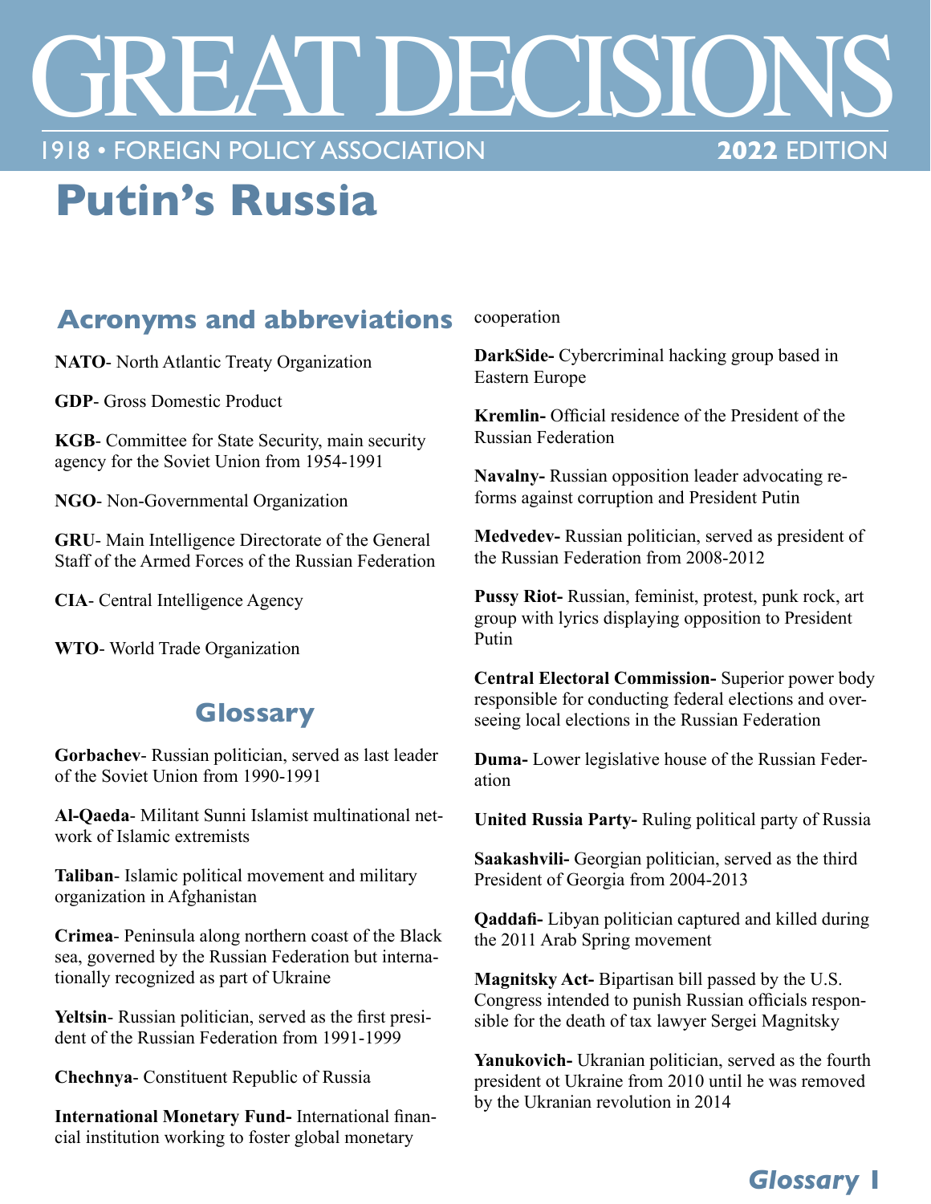# GREAT DECISIONS

1918 • FOREIGN POLICY ASSOCIATION **2022** EDITION

# Putin's Russia

## Acronyms and abbreviations

**NATO**- North Atlantic Treaty Organization

**GDP**- Gross Domestic Product

**KGB**- Committee for State Security, main security agency for the Soviet Union from 1954-1991

**NGO**- Non-Governmental Organization

**GRU**- Main Intelligence Directorate of the General Staff of the Armed Forces of the Russian Federation

**CIA**- Central Intelligence Agency

**WTO**- World Trade Organization

## Glossary

**Gorbachev**- Russian politician, served as last leader of the Soviet Union from 1990-1991

**Al-Qaeda**- Militant Sunni Islamist multinational network of Islamic extremists

**Taliban**- Islamic political movement and military organization in Afghanistan

**Crimea**- Peninsula along northern coast of the Black sea, governed by the Russian Federation but internationally recognized as part of Ukraine

**Yeltsin**- Russian politician, served as the first president of the Russian Federation from 1991-1999

**Chechnya**- Constituent Republic of Russia

**International Monetary Fund-** International financial institution working to foster global monetary cooperation

**DarkSide-** Cybercriminal hacking group based in Eastern Europe

**Kremlin-** Official residence of the President of the Russian Federation

**Navalny-** Russian opposition leader advocating reforms against corruption and President Putin

**Medvedev-** Russian politician, served as president of the Russian Federation from 2008-2012

**Pussy Riot-** Russian, feminist, protest, punk rock, art group with lyrics displaying opposition to President Putin

**Central Electoral Commission-** Superior power body responsible for conducting federal elections and overseeing local elections in the Russian Federation

**Duma-** Lower legislative house of the Russian Federation

**United Russia Party-** Ruling political party of Russia

**Saakashvili-** Georgian politician, served as the third President of Georgia from 2004-2013

**Qaddafi-** Libyan politician captured and killed during the 2011 Arab Spring movement

**Magnitsky Act-** Bipartisan bill passed by the U.S. Congress intended to punish Russian officials responsible for the death of tax lawyer Sergei Magnitsky

**Yanukovich-** Ukranian politician, served as the fourth president ot Ukraine from 2010 until he was removed by the Ukranian revolution in 2014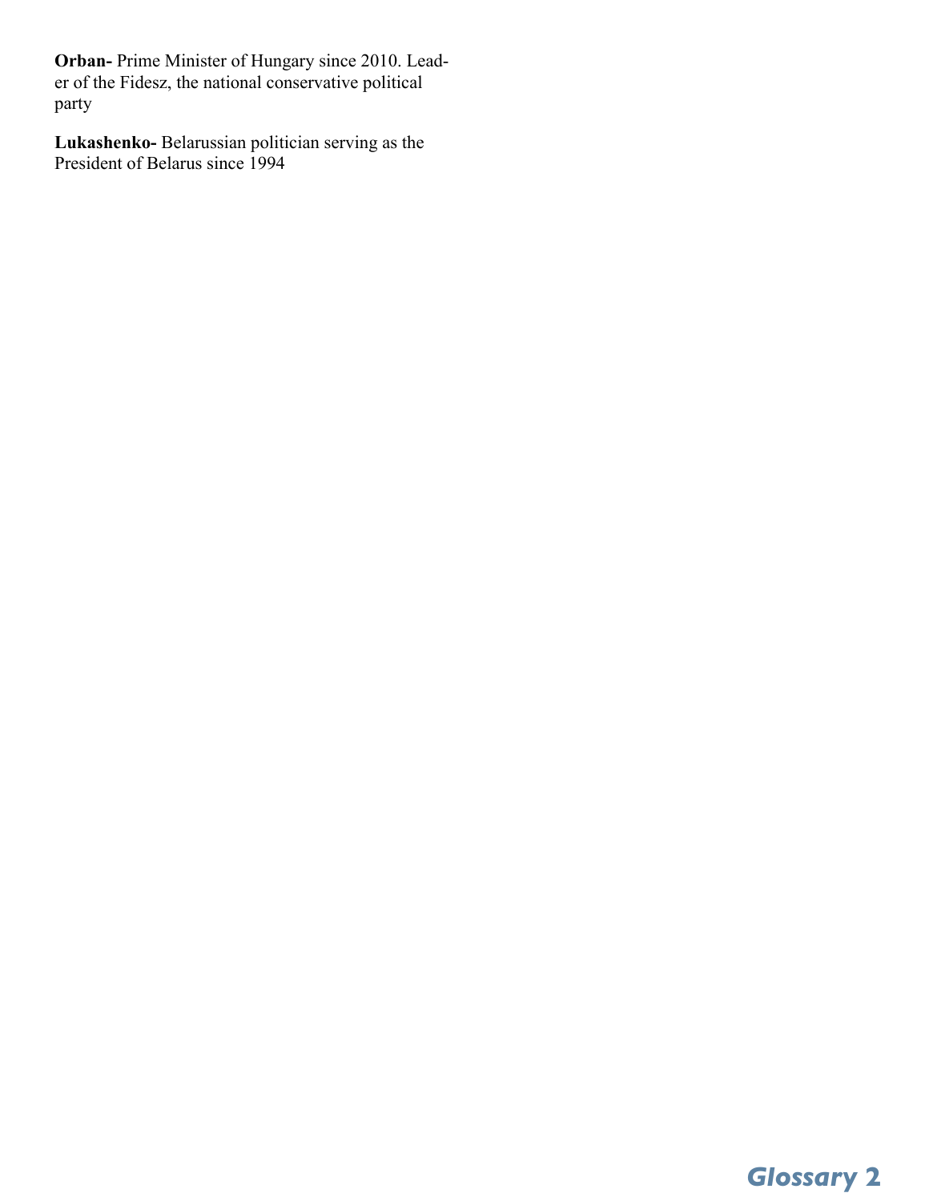**Orban-** Prime Minister of Hungary since 2010. Leader of the Fidesz, the national conservative political party

**Lukashenko-** Belarussian politician serving as the President of Belarus since 1994